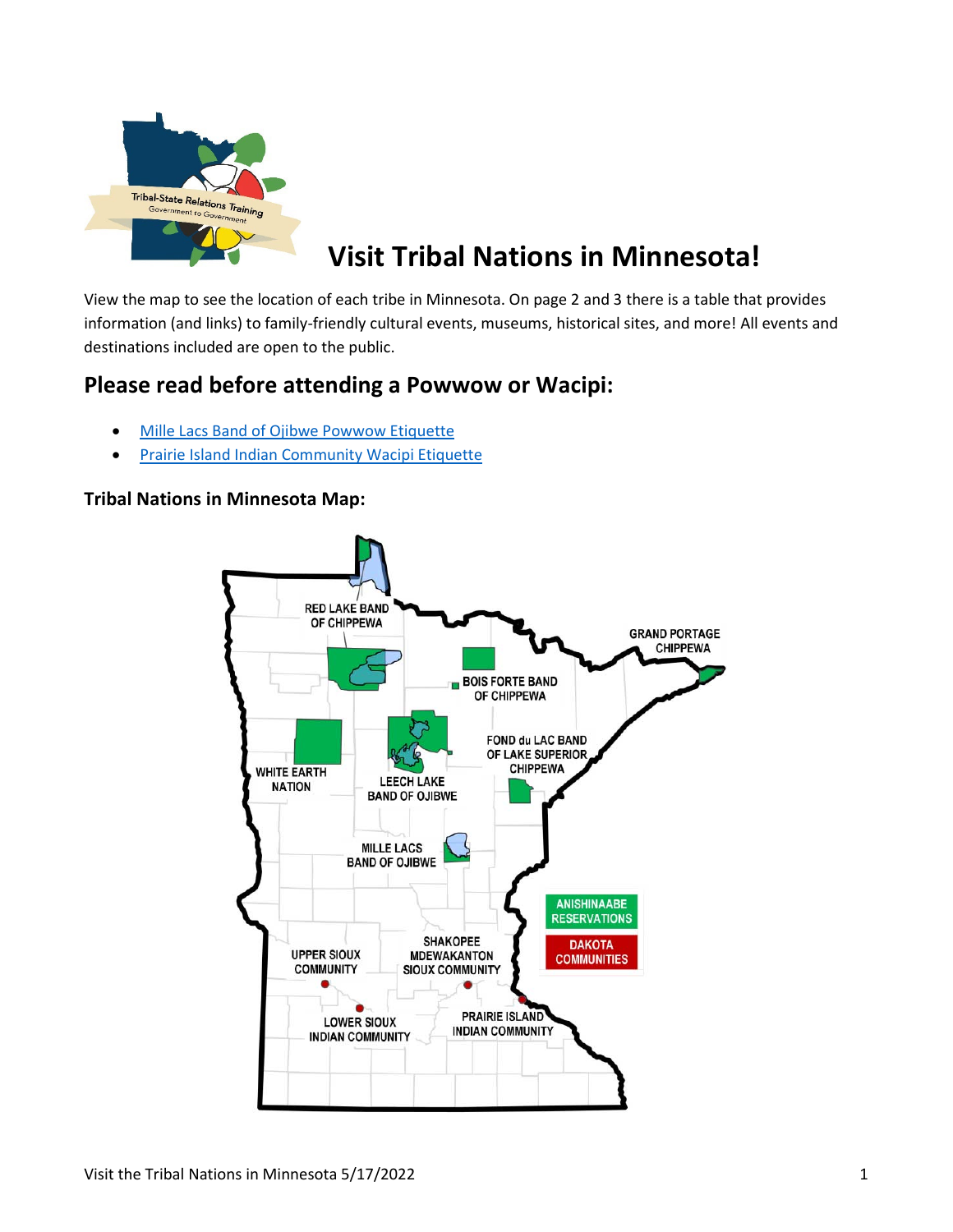# Visit Tribal Nations in Minnesota!

View the map to see the location of each tribe in Minnesota. On page 2 and 3 there is a table that provides information (and links) to family-friendly cultural events, museums, historical sites, and more! All events and destinations included are open to the public.

## Please read before attending a Powwow or Wacipi:

- [Mille Lacs Band of Ojibwe Powwow Etiquette]
- [Prairie Island Indian Community Wacipi Etiquette]

### Tribal Nations in Minnesota Map: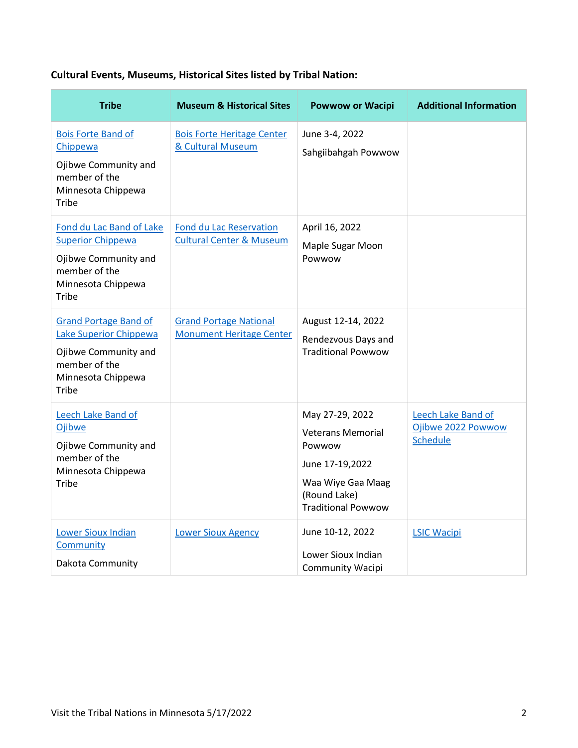**Cultural Events, Museums, Historical Sites listed by Tribal Nation:**

| Tribe | Museum & Historical Sites | Powwow or Wacipi | Additional Information |
|---|---|---|---|
| Bois Forte Band of Chippewa<br><br>Ojibwe Community and member of the Minnesota Chippewa Tribe | Bois Forte Heritage Center & Cultural Museum | June 3-4, 2022<br><br>Sahgiibahgah Powwow | |
| Fond du Lac Band of Lake Superior Chippewa<br><br>Ojibwe Community and member of the Minnesota Chippewa Tribe | Fond du Lac Reservation Cultural Center & Museum | April 16, 2022<br><br>Maple Sugar Moon Powwow | |
| Grand Portage Band of Lake Superior Chippewa<br><br>Ojibwe Community and member of the Minnesota Chippewa Tribe | Grand Portage National Monument Heritage Center | August 12-14, 2022<br><br>Rendezvous Days and Traditional Powwow | |
| Leech Lake Band of Ojibwe<br><br>Ojibwe Community and member of the Minnesota Chippewa Tribe | | May 27-29, 2022<br><br>Veterans Memorial Powwow<br><br>June 17-19,2022<br><br>Waa Wiye Gaa Maag (Round Lake) Traditional Powwow | Leech Lake Band of Ojibwe 2022 Powwow Schedule |
| Lower Sioux Indian Community<br><br>Dakota Community | Lower Sioux Agency | June 10-12, 2022<br><br>Lower Sioux Indian Community Wacipi | LSIC Wacipi |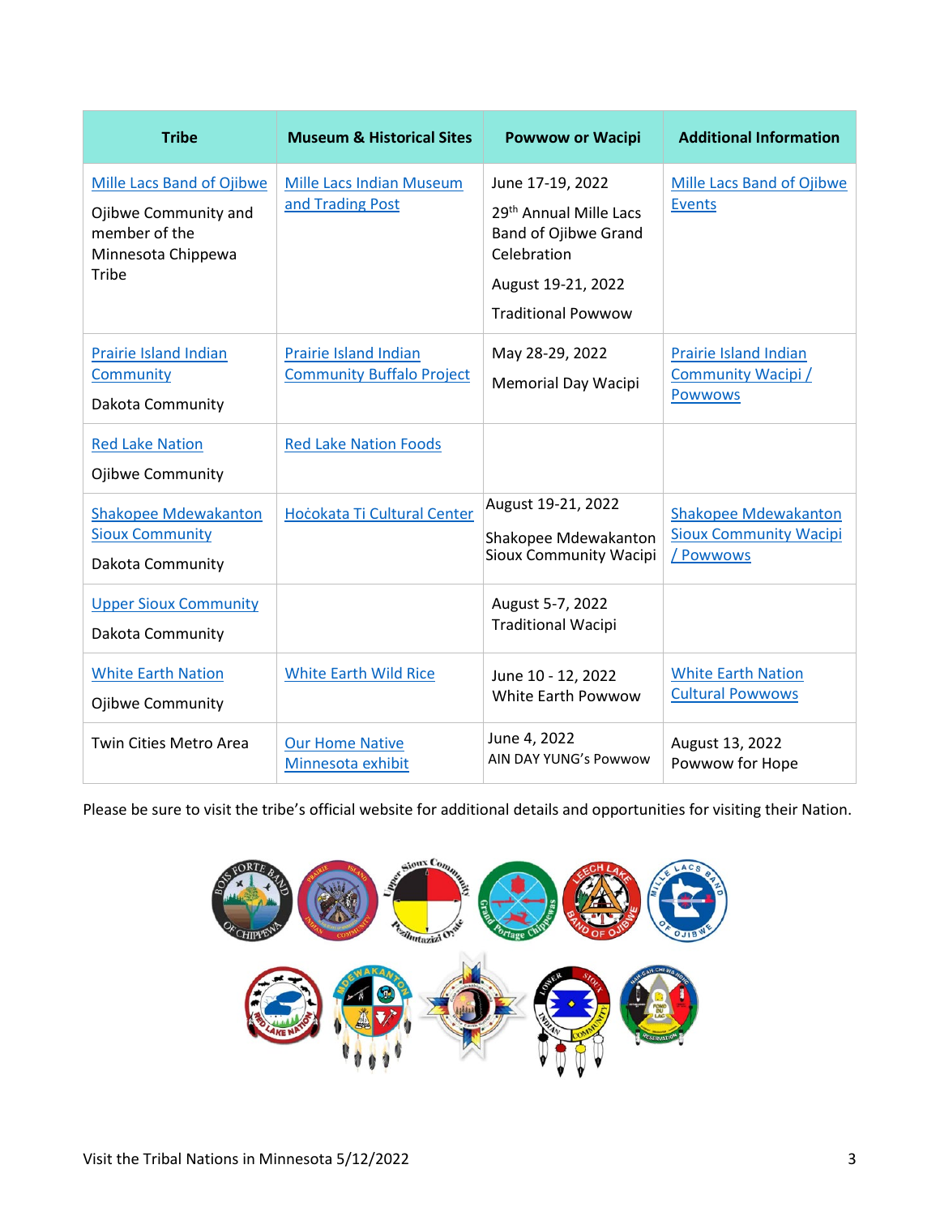| Tribe | Museum & Historical Sites | Powwow or Wacipi | Additional Information |
|---|---|---|---|
| Mille Lacs Band of Ojibwe<br>Ojibwe Community and member of the Minnesota Chippewa Tribe | Mille Lacs Indian Museum and Trading Post | June 17-19, 2022<br>29th Annual Mille Lacs Band of Ojibwe Grand Celebration<br>August 19-21, 2022<br>Traditional Powwow | Mille Lacs Band of Ojibwe Events |
| Prairie Island Indian Community<br>Dakota Community | Prairie Island Indian Community Buffalo Project | May 28-29, 2022<br>Memorial Day Wacipi | Prairie Island Indian Community Wacipi / Powwows |
| Red Lake Nation<br>Ojibwe Community | Red Lake Nation Foods | | |
| Shakopee Mdewakanton Sioux Community<br>Dakota Community | Hoċokata Ti Cultural Center | August 19-21, 2022<br>Shakopee Mdewakanton Sioux Community Wacipi | Shakopee Mdewakanton Sioux Community Wacipi / Powwows |
| Upper Sioux Community<br>Dakota Community | | August 5-7, 2022<br>Traditional Wacipi | |
| White Earth Nation<br>Ojibwe Community | White Earth Wild Rice | June 10 - 12, 2022<br>White Earth Powwow | White Earth Nation Cultural Powwows |
| Twin Cities Metro Area | Our Home Native Minnesota exhibit | June 4, 2022<br>AIN DAY YUNG's Powwow | August 13, 2022<br>Powwow for Hope |

Please be sure to visit the tribe's official website for additional details and opportunities for visiting their Nation.

Visit the Tribal Nations in Minnesota 5/12/2022